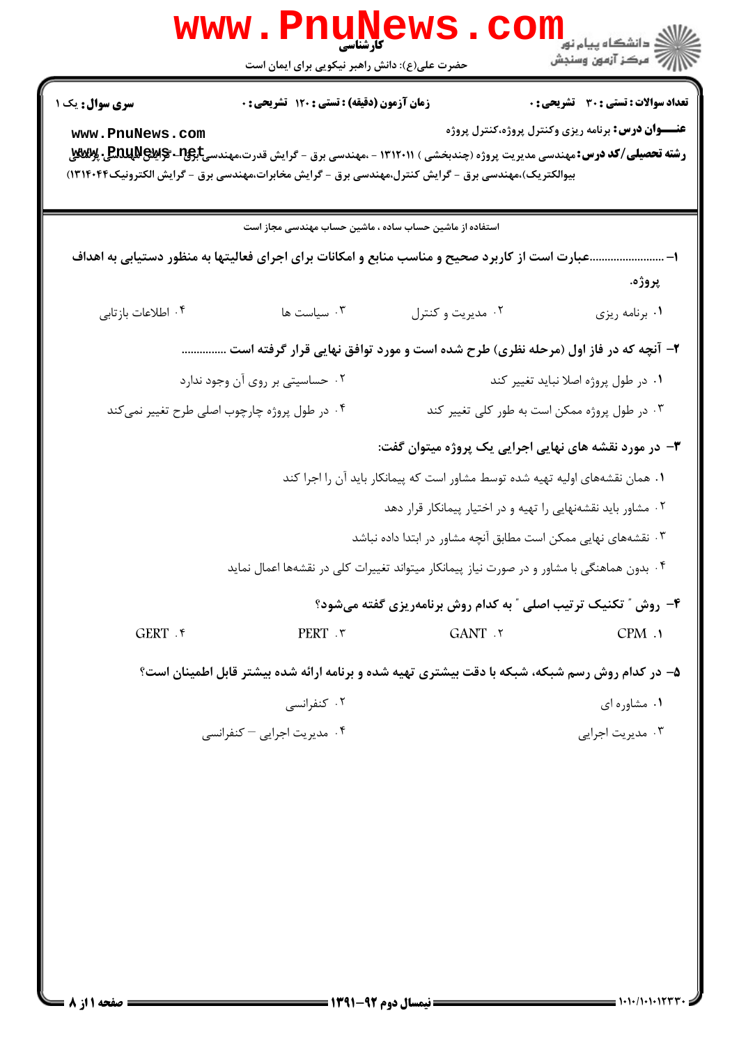کارشناسی

حضرت علی(ع): دانش راهبر نیکویی برای ایمان است

دانشگاه پیام نور
مرکز آزمون وسنجش

**سری سوال:** یک ۱ | **زمان آزمون (دقیقه) : تستی : ۱۲۰ تشریحی : ۰** | **تعداد سوالات : تستی : ۳۰ تشریحی : ۰**

**عنـــوان درس:** برنامه ریزی وکنترل پروژه،کنترل پروژه

**رشته تحصیلی/کد درس:** مهندسی مدیریت پروژه (چندبخشی ) ۱۳۱۲۰۱۱ - ،مهندسی برق - گرایش قدرت،مهندسی برق - گرایش مهندسی پزشکی (بیوالکتریک)،مهندسی برق - گرایش کنترل،مهندسی برق - گرایش مخابرات،مهندسی برق - گرایش الکترونیک۱۳۱۴۰۴۴

استفاده از ماشین حساب ساده ، ماشین حساب مهندسی مجاز است

۱- ........................عبارت است از کاربرد صحیح و مناسب منابع و امکانات برای اجرای فعالیتها به منظور دستیابی به اهداف پروژه.

۱. برنامه ریزی
۲. مدیریت و کنترل
۳. سیاست ها
۴. اطلاعات بازتابی

۲- آنچه که در فاز اول (مرحله نظری) طرح شده است و مورد توافق نهایی قرار گرفته است ...............

۱. در طول پروژه اصلا نباید تغییر کند
۲. حساسیتی بر روی آن وجود ندارد
۳. در طول پروژه ممکن است به طور کلی تغییر کند
۴. در طول پروژه چارچوب اصلی طرح تغییر نمی‌کند

۳- در مورد نقشه های نهایی اجرایی یک پروژه میتوان گفت:

۱. همان نقشه‌های اولیه تهیه شده توسط مشاور است که پیمانکار باید آن را اجرا کند
۲. مشاور باید نقشه‌نهایی را تهیه و در اختیار پیمانکار قرار دهد
۳. نقشه‌های نهایی ممکن است مطابق آنچه مشاور در ابتدا داده نباشد
۴. بدون هماهنگی با مشاور و در صورت نیاز پیمانکار میتواند تغییرات کلی در نقشه‌ها اعمال نماید

۴- روش " تکنیک ترتیب اصلی " به کدام روش برنامه‌ریزی گفته می‌شود؟

۱. CPM
۲. GANT
۳. PERT
۴. GERT

۵- در کدام روش رسم شبکه، شبکه با دقت بیشتری تهیه شده و برنامه ارائه شده بیشتر قابل اطمینان است؟

۱. مشاوره ای
۲. کنفرانسی
۳. مدیریت اجرایی
۴. مدیریت اجرایی – کنفرانسی

نیمسال دوم ۹۲-۱۳۹۱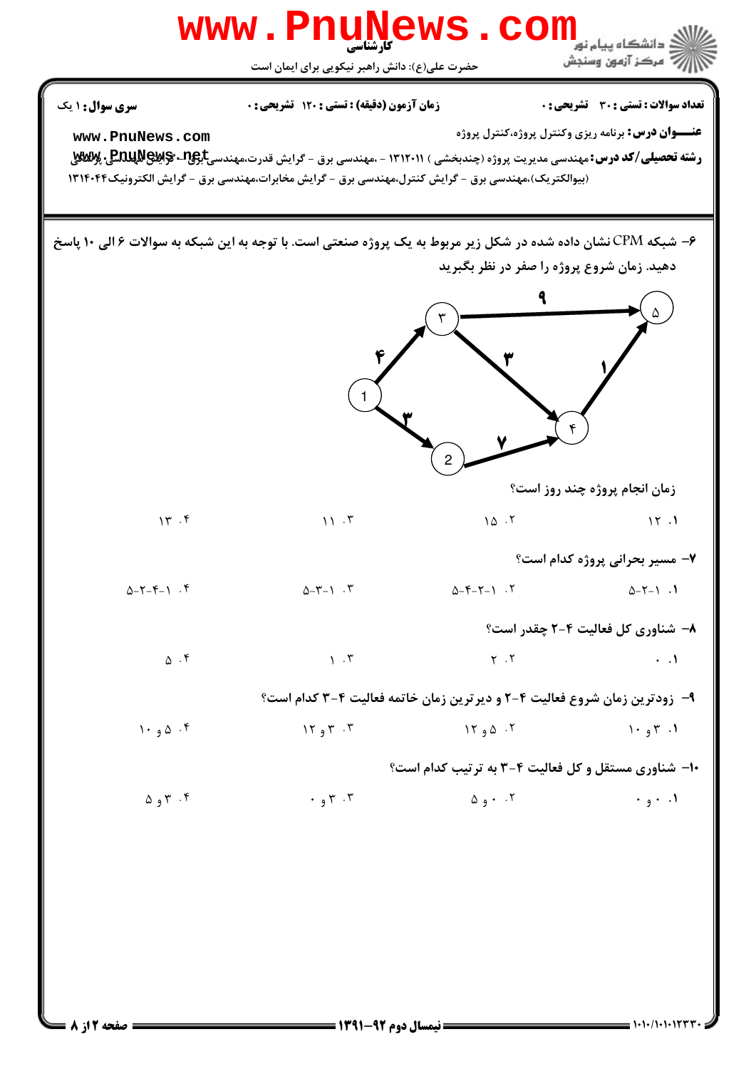**تعداد سوالات: تستی: ۳۰ تشریحی: ۰** | **زمان آزمون (دقیقه): تستی: ۱۲۰ تشریحی: ۰** | **سری سوال: ۱ یک**

**عنوان درس:** برنامه ریزی وکنترل پروژه،کنترل پروژه

**رشته تحصیلی/کد درس:** مهندسی مدیریت پروژه (چندبخشی ) ۱۳۱۲۰۱۱ - ،مهندسی برق - گرایش قدرت،مهندسی برق - گرایش مهندسی پزشکی (بیوالکتریک)،مهندسی برق - گرایش کنترل،مهندسی برق - گرایش مخابرات،مهندسی برق - گرایش الکترونیک۱۳۱۴۰۴۴

---

۶- شبکه CPM نشان داده شده در شکل زیر مربوط به یک پروژه صنعتی است. با توجه به این شبکه به سوالات ۶ الی ۱۰ پاسخ دهید. زمان شروع پروژه را صفر در نظر بگیرید

زمان انجام پروژه چند روز است؟

۱. ۱۲
۲. ۱۵
۳. ۱۱
۴. ۱۳

۷- مسیر بحرانی پروژه کدام است؟

۱. ۱-۲-۵
۲. ۱-۲-۴-۵
۳. ۱-۳-۵
۴. ۱-۴-۲-۵

۸- شناوری کل فعالیت ۴-۲ چقدر است؟

۱. ۰
۲. ۲
۳. ۱
۴. ۵

۹- زودترین زمان شروع فعالیت ۴-۲ و دیرترین زمان خاتمه فعالیت ۴-۳ کدام است؟

۱. ۳ و ۱۰
۲. ۵ و ۱۲
۳. ۳ و ۱۲
۴. ۵ و ۱۰

۱۰- شناوری مستقل و کل فعالیت ۴-۳ به ترتیب کدام است؟

۱. ۰ و ۰
۲. ۰ و ۵
۳. ۳ و ۰
۴. ۳ و ۵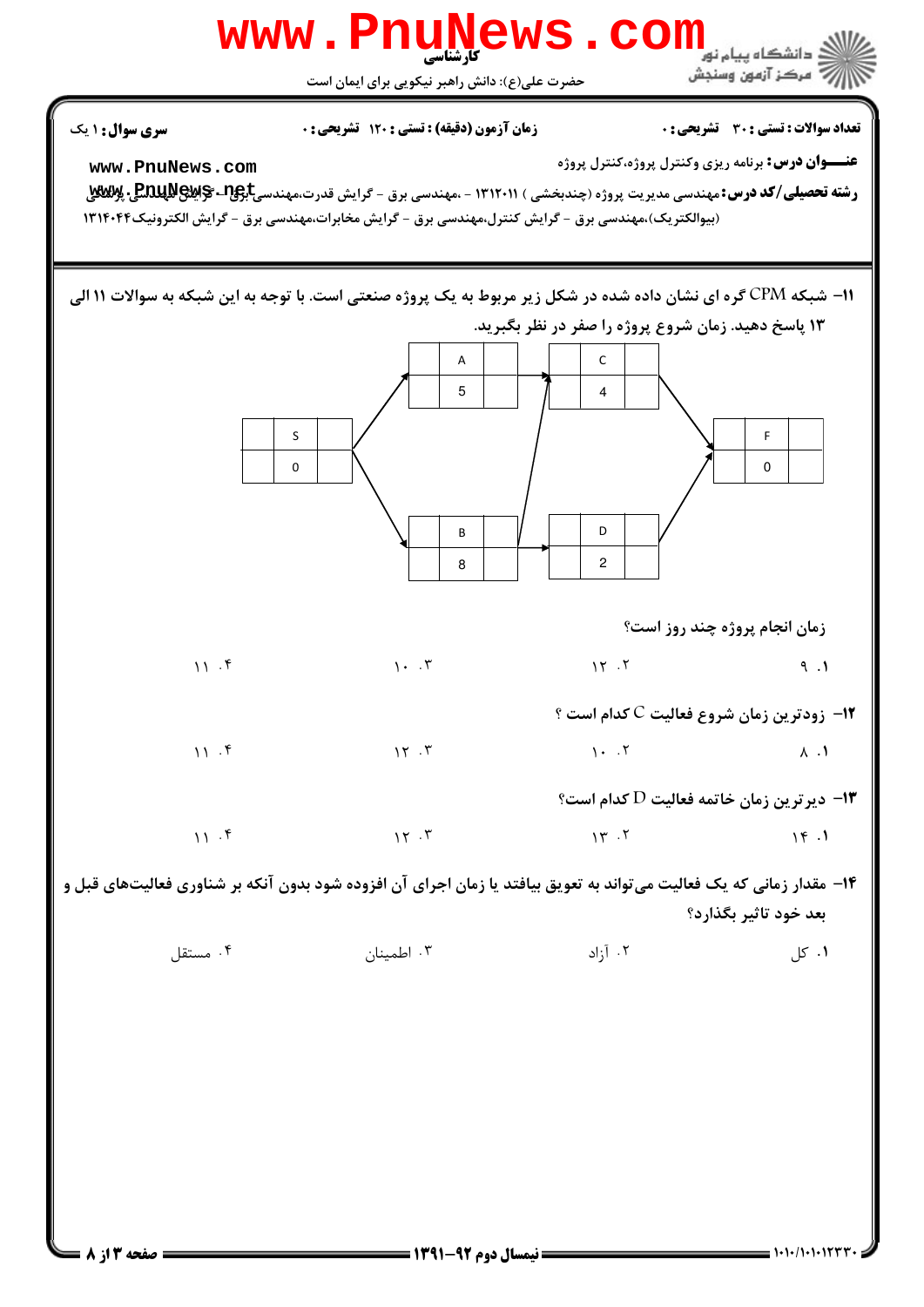**تعداد سوالات : تستی : ۳۰  تشریحی : ۰**  **زمان آزمون (دقیقه) : تستی : ۱۲۰  تشریحی : ۰**  **سری سوال : ۱ یک**

**عنـــوان درس:** برنامه ریزی وکنترل پروژه،کنترل پروژه

**رشته تحصیلی/کد درس:** مهندسی مدیریت پروژه (چندبخشی ) ۱۳۱۲۰۱۱ - ،مهندسی برق - گرایش قدرت،مهندسی برق - گرایش مهندسی پزشکی (بیوالکتریک)،مهندسی برق - گرایش کنترل،مهندسی برق - گرایش مخابرات،مهندسی برق - گرایش الکترونیک۱۳۱۴۰۴۴

۱۱- شبکه CPM گره ای نشان داده شده در شکل زیر مربوط به یک پروژه صنعتی است. با توجه به این شبکه به سوالات ۱۱ الی ۱۳ پاسخ دهید. زمان شروع پروژه را صفر در نظر بگیرید.

| فعالیت | مدت |
|---|---|
| S | 0 |
| A | 5 |
| B | 8 |
| C | 4 |
| D | 2 |
| F | 0 |

(روابط: S → A ، S → B ، A → C ، B → C ، B → D ، C → F ، D → F)

زمان انجام پروژه چند روز است؟

۱. ۹  ۲. ۱۲  ۳. ۱۰  ۴. ۱۱

۱۲- زودترین زمان شروع فعالیت C کدام است ؟

۱. ۸  ۲. ۱۰  ۳. ۱۲  ۴. ۱۱

۱۳- دیرترین زمان خاتمه فعالیت D کدام است؟

۱. ۱۴  ۲. ۱۳  ۳. ۱۲  ۴. ۱۱

۱۴- مقدار زمانی که یک فعالیت می‌تواند به تعویق بیافتد یا زمان اجرای آن افزوده شود بدون آنکه بر شناوری فعالیت‌های قبل و بعد خود تاثیر بگذارد؟

۱. کل  ۲. آزاد  ۳. اطمینان  ۴. مستقل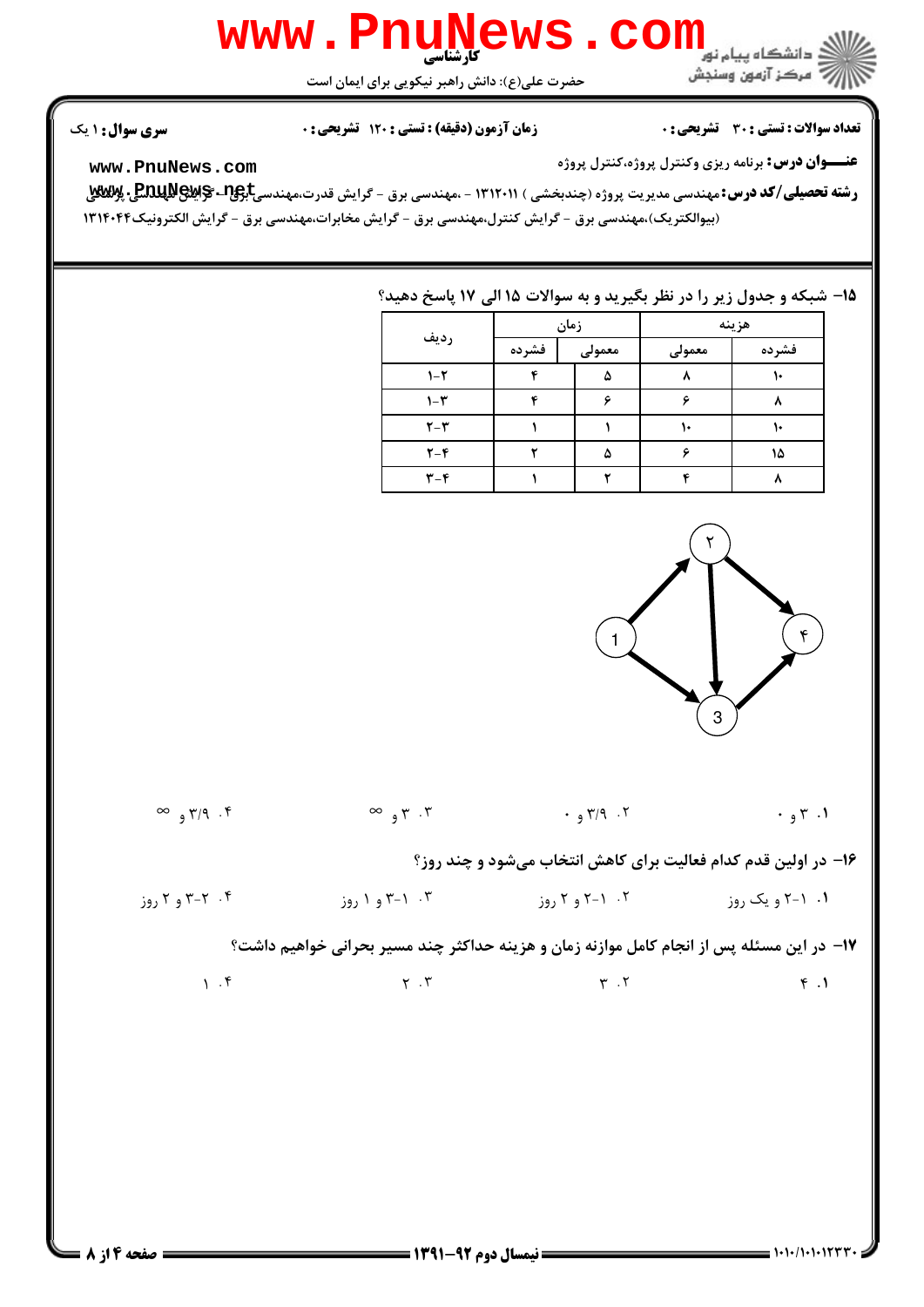**تعداد سوالات : تستی : ۳۰ تشریحی : ۰** **زمان آزمون (دقیقه) : تستی : ۱۲۰ تشریحی : ۰** **سری سوال : ۱ یک**

**عنـــوان درس :** برنامه ریزی وکنترل پروژه،کنترل پروژه

**رشته تحصیلی/کد درس :** مهندسی مدیریت پروژه (چندبخشی ) ۱۳۱۲۰۱۱ - ،مهندسی برق - گرایش قدرت،مهندسی برق - گرایش مهندسی پزشکی (بیوالکتریک)،مهندسی برق - گرایش کنترل،مهندسی برق - گرایش مخابرات،مهندسی برق - گرایش الکترونیک۱۳۱۴۰۴۴

۱۵- شبکه و جدول زیر را در نظر بگیرید و به سوالات ۱۵ الی ۱۷ پاسخ دهید؟

| ردیف | زمان | | هزینه | |
|---|---|---|---|---|
| | فشرده | معمولی | معمولی | فشرده |
| ۱-۲ | ۴ | ۵ | ۸ | ۱۰ |
| ۱-۳ | ۴ | ۶ | ۶ | ۸ |
| ۲-۳ | ۱ | ۱ | ۱۰ | ۱۰ |
| ۲-۴ | ۲ | ۵ | ۶ | ۱۵ |
| ۳-۴ | ۱ | ۲ | ۴ | ۸ |

۱. ۳ و ۰ &nbsp;&nbsp;&nbsp; ۲. ۳/۹ و ۰ &nbsp;&nbsp;&nbsp; ۳. ۳ و ∞ &nbsp;&nbsp;&nbsp; ۴. ۳/۹ و ∞

۱۶- در اولین قدم کدام فعالیت برای کاهش انتخاب می‌شود و چند روز؟

۱. ۱-۲ و یک روز &nbsp;&nbsp;&nbsp; ۲. ۱-۲ و ۲ روز &nbsp;&nbsp;&nbsp; ۳. ۱-۳ و ۱ روز &nbsp;&nbsp;&nbsp; ۴. ۲-۳ و ۲ روز

۱۷- در این مسئله پس از انجام کامل موازنه زمان و هزینه حداکثر چند مسیر بحرانی خواهیم داشت؟

۱. ۴ &nbsp;&nbsp;&nbsp; ۲. ۳ &nbsp;&nbsp;&nbsp; ۳. ۲ &nbsp;&nbsp;&nbsp; ۴. ۱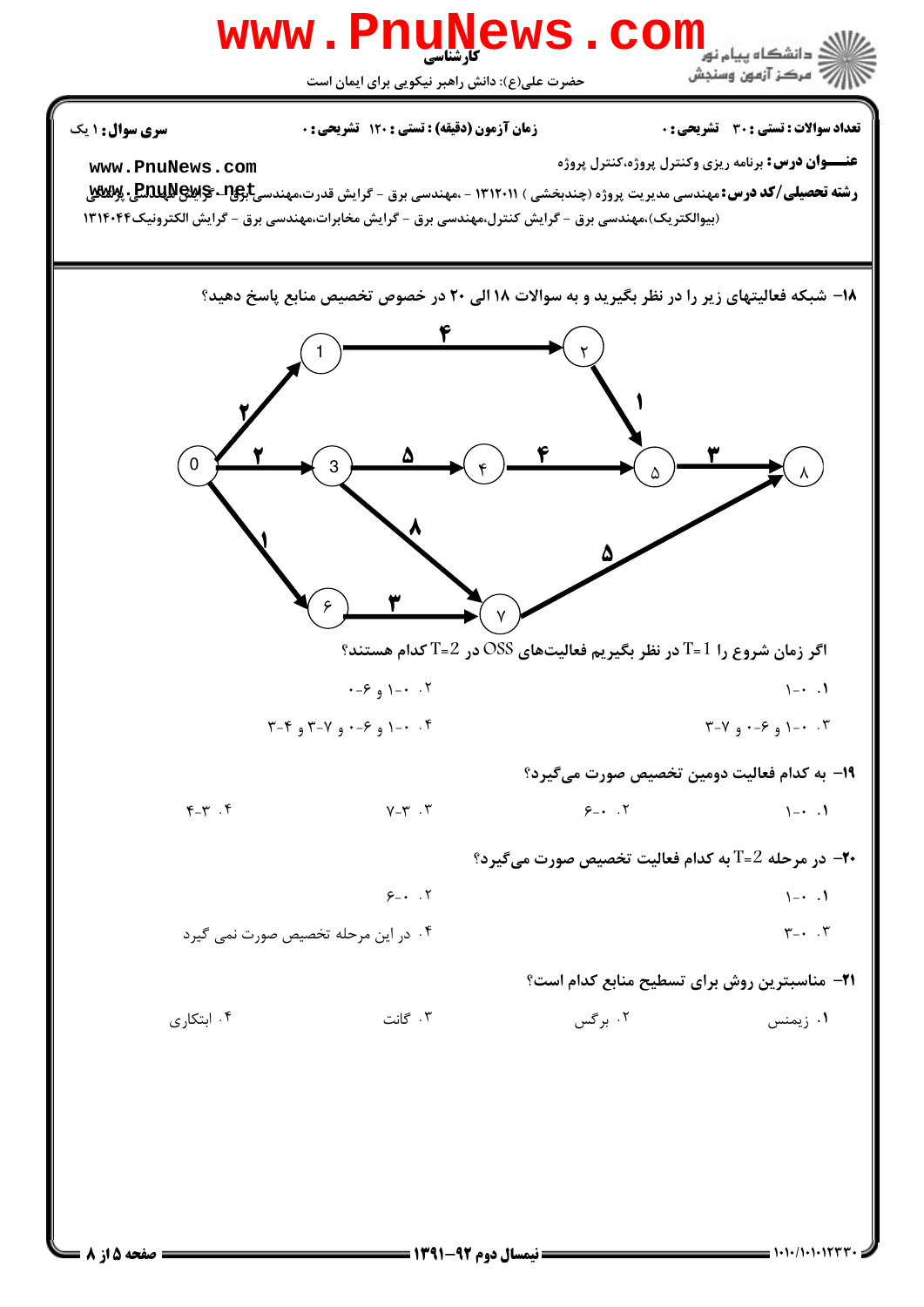**تعداد سوالات: تستی: ۳۰ تشریحی: ۰** &nbsp;&nbsp;&nbsp; **زمان آزمون (دقیقه): تستی: ۱۲۰ تشریحی: ۰** &nbsp;&nbsp;&nbsp; **سری سوال: ۱ یک**

**عنـــوان درس:** برنامه ریزی وکنترل پروژه،کنترل پروژه

**رشته تحصیلی/کد درس:** مهندسی مدیریت پروژه (چندبخشی ) ۱۳۱۲۰۱۱ - ،مهندسی برق - گرایش قدرت،مهندسی برق - گرایش مهندسی پزشکی (بیوالکتریک)،مهندسی برق - گرایش کنترل،مهندسی برق - گرایش مخابرات،مهندسی برق - گرایش الکترونیک۱۳۱۴۰۴۴

۱۸- شبکه فعالیتهای زیر را در نظر بگیرید و به سوالات ۱۸ الی ۲۰ در خصوص تخصیص منابع پاسخ دهید؟

شبکه: ۰←۱ (۲)، ۰←۳ (۲)، ۰←۶ (۱)، ۱←۲ (۴)، ۲←۵ (۱)، ۳←۴ (۵)، ۳←۷ (۸)، ۴←۵ (۴)، ۵←۸ (۳)، ۶←۷ (۳)، ۷←۸ (۵)

اگر زمان شروع را $T=1$ در نظر بگیریم فعالیت‌های OSS در $T=2$ کدام هستند؟

۱. ۰-۱

۲. ۰-۱ و ۰-۶

۳. ۰-۱ و ۰-۶ و ۳-۷

۴. ۰-۱ و ۰-۶ و ۳-۷ و ۳-۴

۱۹- به کدام فعالیت دومین تخصیص صورت می‌گیرد؟

۱. ۰-۱ &nbsp;&nbsp;&nbsp; ۲. ۰-۶ &nbsp;&nbsp;&nbsp; ۳. ۳-۷ &nbsp;&nbsp;&nbsp; ۴. ۳-۴

۲۰- در مرحله $T=2$ به کدام فعالیت تخصیص صورت می‌گیرد؟

۱. ۰-۱

۲. ۰-۶

۳. ۰-۳

۴. در این مرحله تخصیص صورت نمی گیرد

۲۱- مناسبترین روش برای تسطیح منابع کدام است؟

۱. زیمنس &nbsp;&nbsp;&nbsp; ۲. برگس &nbsp;&nbsp;&nbsp; ۳. گانت &nbsp;&nbsp;&nbsp; ۴. ابتکاری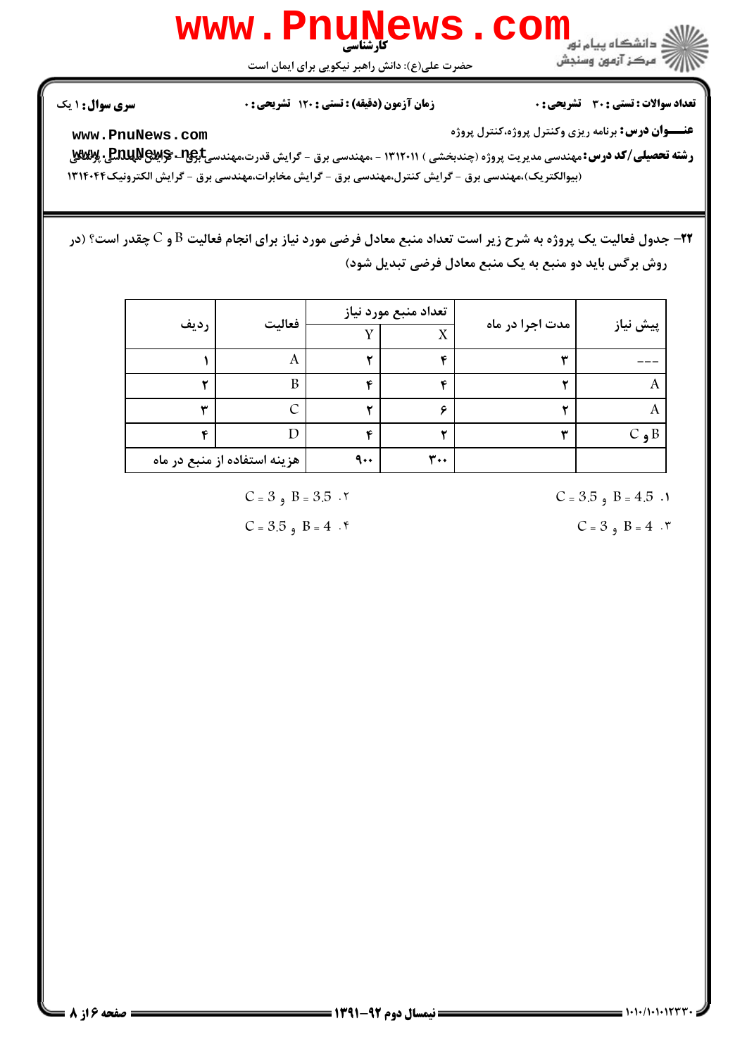**۲۲-** جدول فعالیت یک پروژه به شرح زیر است تعداد منبع معادل فرضی مورد نیاز برای انجام فعالیت B و C چقدر است؟ (در روش برگس باید دو منبع به یک منبع معادل فرضی تبدیل شود)

| ردیف | فعالیت | تعداد منبع مورد نیاز Y | تعداد منبع مورد نیاز X | مدت اجرا در ماه | پیش نیاز |
|---|---|---|---|---|---|
| ۱ | A | ۲ | ۴ | ۳ | --- |
| ۲ | B | ۴ | ۴ | ۲ | A |
| ۳ | C | ۲ | ۶ | ۲ | A |
| ۴ | D | ۴ | ۲ | ۳ | B و C |
| هزینه استفاده از منبع در ماه | | ۹۰۰ | ۳۰۰ | | |

۱. $B = 4.5$ و $C = 3.5$

۲. $B = 3.5$ و $C = 3$

۳. $B = 4$ و $C = 3$

۴. $B = 4$ و $C = 3.5$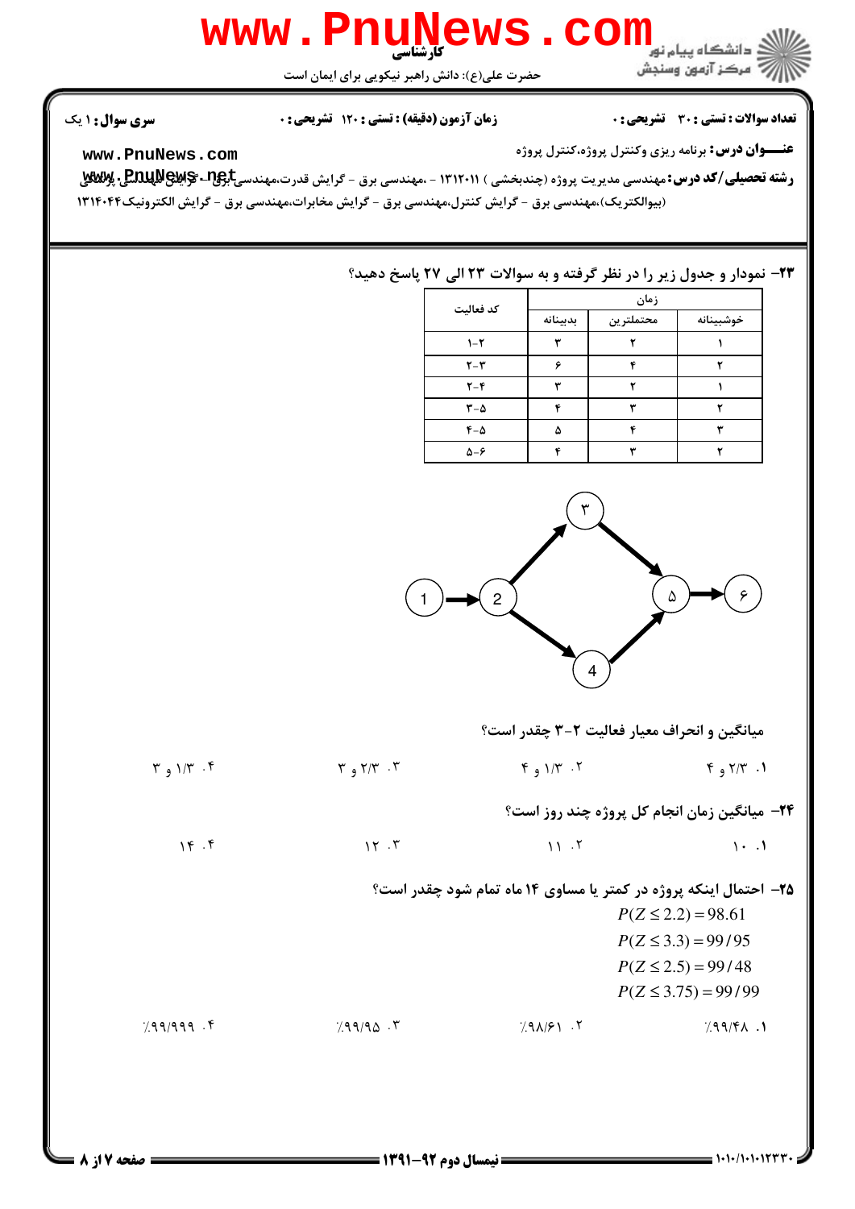تعداد سوالات : تستی : ۳۰ تشریحی : ۰ | زمان آزمون (دقیقه) : تستی : ۱۲۰ تشریحی : ۰ | سری سوال : ۱ یک

**عنـــوان درس:** برنامه ریزی وکنترل پروژه،کنترل پروژه

**رشته تحصیلی/کد درس:** مهندسی مدیریت پروژه (چندبخشی ) ۱۳۱۲۰۱۱ - ،مهندسی برق - گرایش قدرت،مهندسی برق - گرایش مهندسی پزشکی (بیوالکتریک)،مهندسی برق - گرایش کنترل،مهندسی برق - گرایش مخابرات،مهندسی برق - گرایش الکترونیک۱۳۱۴۰۴۴

**۲۳-** نمودار و جدول زیر را در نظر گرفته و به سوالات ۲۳ الی ۲۷ پاسخ دهید؟

| کد فعالیت | زمان | | |
|---|---|---|---|
| | بدبینانه | محتملترین | خوشبینانه |
| ۱-۲ | ۳ | ۲ | ۱ |
| ۲-۳ | ۶ | ۴ | ۲ |
| ۲-۴ | ۳ | ۲ | ۱ |
| ۳-۵ | ۴ | ۳ | ۲ |
| ۴-۵ | ۵ | ۴ | ۳ |
| ۵-۶ | ۴ | ۳ | ۲ |

میانگین و انحراف معیار فعالیت ۲-۳ چقدر است؟

۱. ۲/۳ و ۴

۲. ۱/۳ و ۴

۳. ۲/۳ و ۳

۴. ۱/۳ و ۳

**۲۴-** میانگین زمان انجام کل پروژه چند روز است؟

۱. ۱۰

۲. ۱۱

۳. ۱۲

۴. ۱۴

**۲۵-** احتمال اینکه پروژه در کمتر یا مساوی ۱۴ ماه تمام شود چقدر است؟

$$P(Z \leq 2.2) = 98.61$$
$$P(Z \leq 3.3) = 99/95$$
$$P(Z \leq 2.5) = 99/48$$
$$P(Z \leq 3.75) = 99/99$$

۱. ٪۹۹/۴۸

۲. ٪۹۸/۶۱

۳. ٪۹۹/۹۵

۴. ٪۹۹/۹۹۹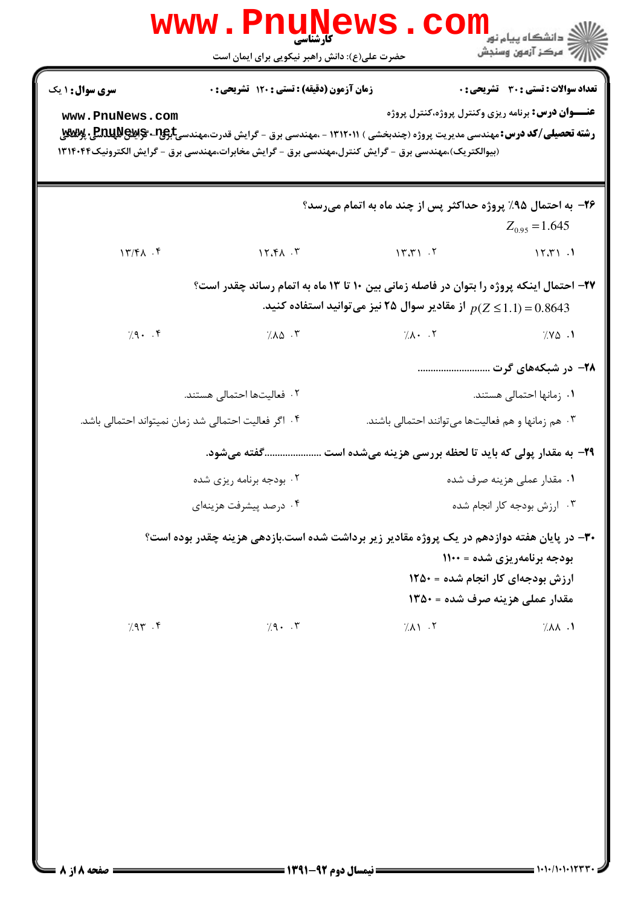**عنـــوان درس:** برنامه ریزی وکنترل پروژه،کنترل پروژه

**رشته تحصیلی/کد درس:** مهندسی مدیریت پروژه (چندبخشی ) ۱۳۱۲۰۱۱ - ،مهندسی برق - گرایش قدرت،مهندسی برق - گرایش مهندسی پزشکی (بیوالکتریک)،مهندسی برق - گرایش کنترل،مهندسی برق - گرایش مخابرات،مهندسی برق - گرایش الکترونیک۱۳۱۴۰۴۴

**۲۶- به احتمال ۹۵٪ پروژه حداکثر پس از چند ماه به اتمام می‌رسد؟**

$Z_{0.95} = 1.645$

۱. ۱۲،۳۱
۲. ۱۳،۳۱
۳. ۱۲،۴۸
۴. ۱۳/۴۸

**۲۷- احتمال اینکه پروژه را بتوان در فاصله زمانی بین ۱۰ تا ۱۳ ماه به اتمام رساند چقدر است؟**

$p(Z \leq 1.1) = 0.8643$ از مقادیر سوال ۲۵ نیز می‌توانید استفاده کنید.

۱. ٪۷۵
۲. ٪۸۰
۳. ٪۸۵
۴. ٪۹۰

**۲۸- در شبکه‌های گرت ...........................**

۱. زمانها احتمالی هستند.
۲. فعالیت‌ها احتمالی هستند.
۳. هم زمانها و هم فعالیت‌ها می‌توانند احتمالی باشند.
۴. اگر فعالیت احتمالی شد زمان نمیتواند احتمالی باشد.

**۲۹- به مقدار پولی که باید تا لحظه بررسی هزینه می‌شده است .....................گفته می‌شود.**

۱. مقدار عملی هزینه صرف شده
۲. بودجه برنامه ریزی شده
۳. ارزش بودجه کار انجام شده
۴. درصد پیشرفت هزینه‌ای

**۳۰- در پایان هفته دوازدهم در یک پروژه مقادیر زیر برداشت شده است.بازدهی هزینه چقدر بوده است؟**

بودجه برنامه‌ریزی شده = ۱۱۰۰

ارزش بودجه‌ای کار انجام شده = ۱۲۵۰

مقدار عملی هزینه صرف شده = ۱۳۵۰

۱. ٪۸۸
۲. ٪۸۱
۳. ٪۹۰
۴. ٪۹۳